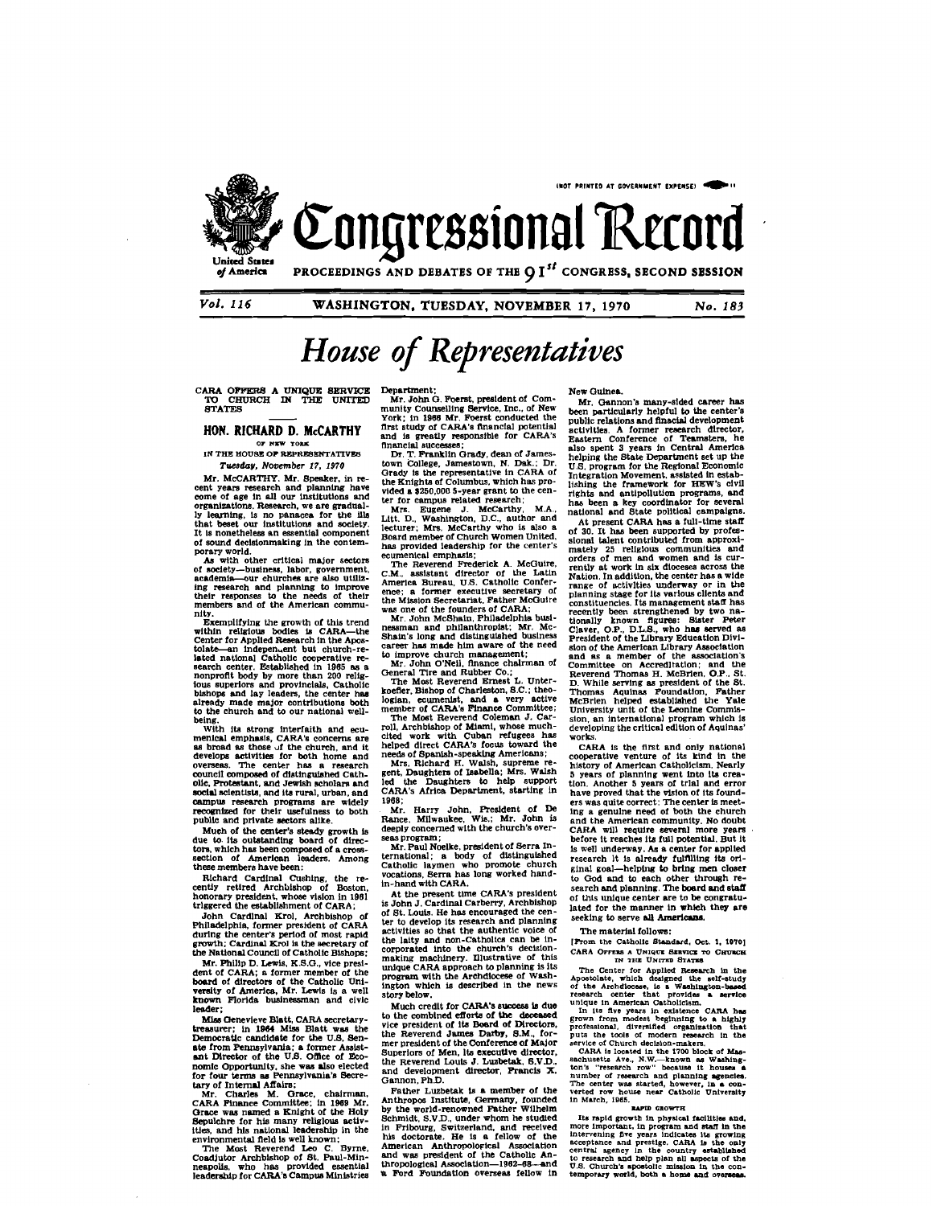(NOT PRINTED AT GOVERNMENT EXPENSE)

# Congressional Record

United States of America

PROCEEDINGS AND DEBATES OF THE 91st CONGRESS, SECOND SESSION

Vol. 116 WASHINGTON, TUESDAY, NOVEMBER 17, 1970 No. 183

# House of Representatives

## CARA OFFERS A UNIQUE SERVICE TO CHURCH IN THE UNITED STATES

### HON. RICHARD D. McCARTHY

OF NEW YORK

IN THE HOUSE OF REPRESENTATIVES

*Tuesday, November 17, 1970*

Mr. McCARTHY. Mr. Speaker, in recent years research and planning have come of age in all our institutions and organizations. Research, we are gradually learning, is no panacea for the ills that beset our institutions and society. It is nonetheless an essential component of sound decisionmaking in the contemporary world.

As with other critical major sectors of society—business, labor, government, academia—our churches are also utilizing research and planning to improve their responses to the needs of their members and of the American community.

Exemplifying the growth of this trend within religious bodies is CARA—the Center for Applied Research in the Apostolate—an independent but church-related national Catholic cooperative research center. Established in 1965 as a nonprofit body by more than 200 religious superiors and provincials, Catholic bishops and lay leaders, the center has already made major contributions both to the church and to our national well-being.

With its strong interfaith and ecumenical emphasis, CARA's concerns are as broad as those of the church, and it develops activities for both home and overseas. The center has a research council composed of distinguished Catholic, Protestant, and Jewish scholars and social scientists, and its rural, urban, and campus research programs are widely recognized for their usefulness to both public and private sectors alike.

Much of the center's steady growth is due to its outstanding board of directors, which has been composed of a cross-section of American leaders. Among these members have been:

Richard Cardinal Cushing, the recently retired Archbishop of Boston, honorary president, whose vision in 1961 triggered the establishment of CARA;

John Cardinal Krol, Archbishop of Philadelphia, former president of CARA during the center's period of most rapid growth; Cardinal Krol is the secretary of the National Council of Catholic Bishops;

Mr. Philip D. Lewis, K.S.G., vice president of CARA; a former member of the board of directors of the Catholic University of America, Mr. Lewis is a well known Florida businessman and civic leader;

Miss Genevieve Blatt, CARA secretary-treasurer; in 1964 Miss Blatt was the Democratic candidate for the U.S. Senate from Pennsylvania; a former Assistant Director of the U.S. Office of Economic Opportunity, she was also elected for four terms as Pennsylvania's Secretary of Internal Affairs;

Mr. Charles M. Grace, chairman, CARA Finance Committee; in 1969 Mr. Grace was named a Knight of the Holy Sepulchre for his many religious activities, and his national leadership in the environmental field is well known;

The Most Reverend Leo C. Byrne, Coadjutor Archbishop of St. Paul-Minneapolis, who has provided essential leadership for CARA's Campus Ministries Department;

Mr. John G. Foerst, president of Community Counselling Service, Inc., of New York; in 1966 Mr. Foerst conducted the first study of CARA's financial potential and is greatly responsible for CARA's financial successes;

Dr. T. Franklin Grady, dean of Jamestown College, Jamestown, N. Dak.; Dr. Grady is the representative in CARA of the Knights of Columbus, which has provided a $250,000 5-year grant to the center for campus related research;

Mrs. Eugene J. McCarthy, M.A., Litt. D., Washington, D.C., author and lecturer; Mrs. McCarthy who is also a Board member of Church Women United, has provided leadership for the center's ecumenical emphasis;

The Reverend Frederick A. McGuire, C.M., assistant director of the Latin America Bureau, U.S. Catholic Conference; a former executive secretary of the Mission Secretariat, Father McGuire was one of the founders of CARA;

Mr. John McShain, Philadelphia businessman and philanthropist; Mr. McShain's long and distinguished business career has made him aware of the need to improve church management;

Mr. John O'Neil, finance chairman of General Tire and Rubber Co.;

The Most Reverend Ernest L. Unterkoefler, Bishop of Charleston, S.C.; theologian, ecumenist, and a very active member of CARA's Finance Committee;

The Most Reverend Coleman J. Carroll, Archbishop of Miami, whose much-cited work with Cuban refugees has helped direct CARA's focus toward the needs of Spanish-speaking Americans;

Mrs. Richard H. Walsh, supreme regent, Daughters of Isabella; Mrs. Walsh led the Daughters to help support CARA's Africa Department, starting in 1968;

Mr. Harry John, President of De Rance, Milwaukee, Wis.; Mr. John is deeply concerned with the church's overseas program;

Mr. Paul Noelke, president of Serra International; a body of distinguished Catholic laymen who promote church vocations, Serra has long worked hand-in-hand with CARA.

At the present time CARA's president is John J. Cardinal Carberry, Archbishop of St. Louis. He has encouraged the center to develop its research and planning activities so that the authentic voice of the laity and non-Catholics can be incorporated into the church's decision-making machinery. Illustrative of this unique CARA approach to planning is its program with the Archdiocese of Washington which is described in the news story below.

Much credit for CARA's success is due to the combined efforts of the deceased vice president of its Board of Directors, the Reverend James Darby, S.M., former president of the Conference of Major Superiors of Men, its executive director, the Reverend Louis J. Luzbetak, S.V.D., and development director, Francis X. Gannon, Ph.D.

Father Luzbetak is a member of the Anthropos Institute, Germany, founded by the world-renowned Father Wilhelm Schmidt, S.V.D., under whom he studied in Fribourg, Switzerland, and received his doctorate. He is a fellow of the American Anthropological Association and was president of the Catholic Anthropological Association—1962–68—and a Ford Foundation overseas fellow in New Guinea.

Mr. Gannon's many-sided career has been particularly helpful to the center's public relations and finacial development activities. A former research director, Eastern Conference of Teamsters, he also spent 3 years in Central America helping the State Department set up the U.S. program for the Regional Economic Integration Movement, assisted in establishing the framework for HEW's civil rights and antipollution programs, and has been a key coordinator for several national and State political campaigns.

At present CARA has a full-time staff of 30. It has been supported by professional talent contributed from approximately 25 religious communities and orders of men and women and is currently at work in six dioceses across the Nation. In addition, the center has a wide range of activities underway or in the planning stage for its various clients and constituencies. Its management staff has recently been strengthened by two nationally known figures: Sister Peter Claver, O.P., D.L.S., who has served as President of the Library Education Division of the American Library Association and as a member of the association's Committee on Accreditation; and the Reverend Thomas H. McBrien, O.P., St. D. While serving as president of the St. Thomas Aquinas Foundation, Father McBrien helped established the Yale University unit of the Leonine Commission, an international program which is developing the critical edition of Aquinas' works.

CARA is the first and only national cooperative venture of its kind in the history of American Catholicism. Nearly 5 years of planning went into its creation. Another 5 years of trial and error have proved that the vision of its founders was quite correct: The center is meeting a genuine need of both the church and the American community. No doubt CARA will require several more years before it reaches its full potential. But it is well underway. As a center for applied research it is already fulfilling its original goal—helping to bring men closer to God and to each other through research and planning. The board and staff of this unique center are to be congratulated for the manner in which they are seeking to serve all Americans.

The material follows:

[From the Catholic Standard, Oct. 1, 1970]

CARA OFFERS A UNIQUE SERVICE TO CHURCH IN THE UNITED STATES

The Center for Applied Research in the Apostolate, which designed the self-study of the Archdiocese, is a Washington-based research center that provides a service unique in American Catholicism.

In its five years in existence CARA has grown from modest beginning to a highly professional, diversified organization that puts the tools of modern research in the service of Church decision-makers.

CARA is located in the 1700 block of Massachusetts Ave., N.W.—known as Washington's "research row" because it houses a number of research and planning agencies. The center was started, however, in a converted row house near Catholic University in March, 1965.

RAPID GROWTH

Its rapid growth in physical facilities and, more important, in program and staff in the intervening five years indicates its growing acceptance and prestige. CARA is the only central agency in the country established to research and help plan all aspects of the U.S. Church's apostolic mission in the contemporary world, both a home and overseas.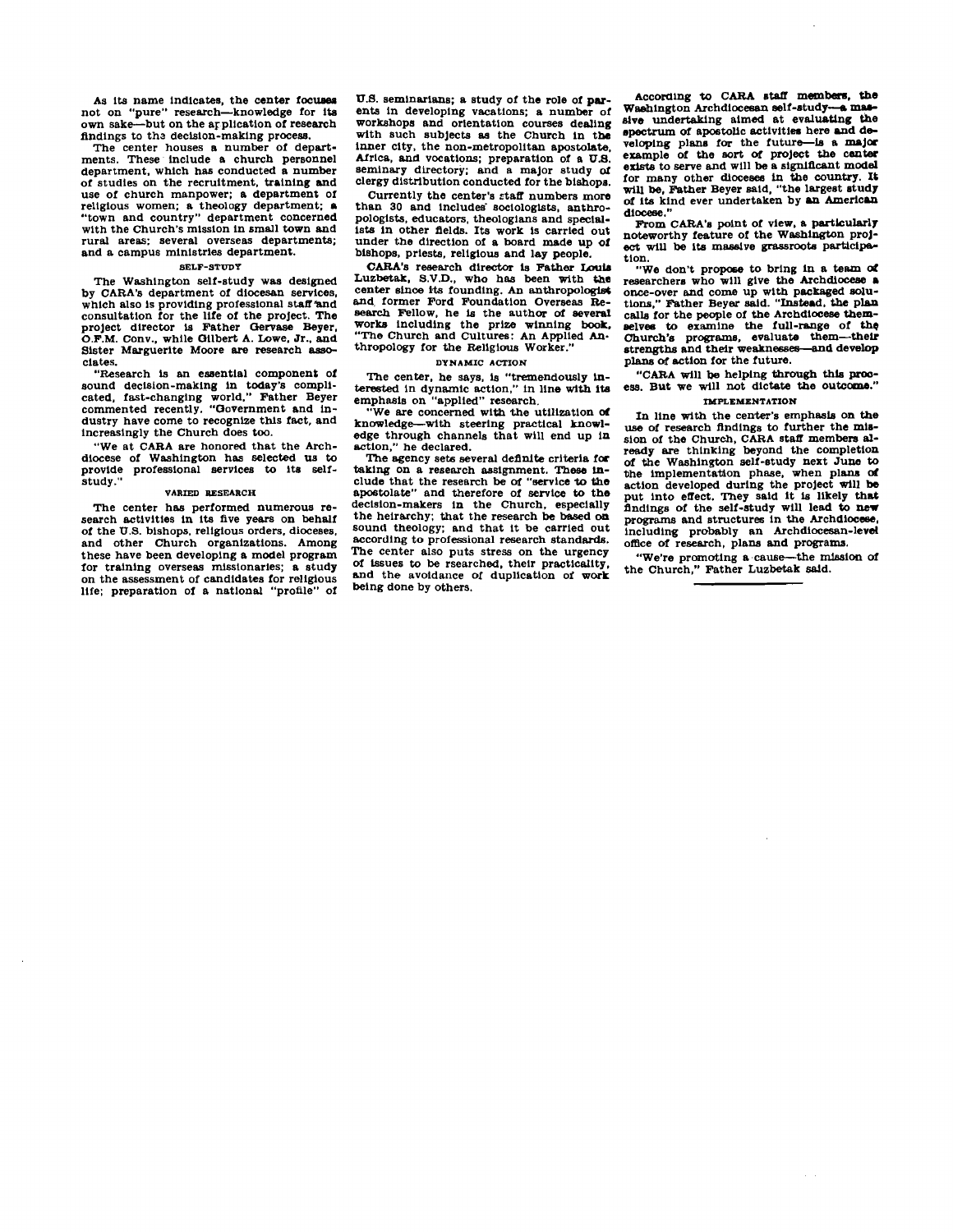As its name indicates, the center focuses not on "pure" research—knowledge for its own sake—but on the application of research findings to the decision-making process.

The center houses a number of departments. These include a church personnel department, which has conducted a number of studies on the recruitment, training and use of church manpower; a department of religious women; a theology department; a "town and country" department concerned with the Church's mission in small town and rural areas; several overseas departments; and a campus ministries department.

### SELF-STUDY

The Washington self-study was designed by CARA's department of diocesan services, which also is providing professional staff and consultation for the life of the project. The project director is Father Gervase Beyer, O.F.M. Conv., while Gilbert A. Lowe, Jr., and Sister Marguerite Moore are research associates.

"Research is an essential component of sound decision-making in today's complicated, fast-changing world," Father Beyer commented recently. "Government and industry have come to recognize this fact, and increasingly the Church does too.

"We at CARA are honored that the Archdiocese of Washington has selected us to provide professional services to its self-study."

### VARIED RESEARCH

The center has performed numerous research activities in its five years on behalf of the U.S. bishops, religious orders, dioceses, and other Church organizations. Among these have been developing a model program for training overseas missionaries; a study on the assessment of candidates for religious life; preparation of a national "profile" of U.S. seminarians; a study of the role of parents in developing vocations; a number of workshops and orientation courses dealing with such subjects as the Church in the inner city, the non-metropolitan apostolate, Africa, and vocations; preparation of a U.S. seminary directory; and a major study of clergy distribution conducted for the bishops.

Currently the center's staff numbers more than 30 and includes sociologists, anthropologists, educators, theologians and specialists in other fields. Its work is carried out under the direction of a board made up of bishops, priests, religious and lay people.

CARA's research director is Father Louis Luzbetak, S.V.D., who has been with the center since its founding. An anthropologist and former Ford Foundation Overseas Research Fellow, he is the author of several works including the prize winning book, "The Church and Cultures: An Applied Anthropology for the Religious Worker."

### DYNAMIC ACTION

The center, he says, is "tremendously interested in dynamic action," in line with its emphasis on "applied" research.

"We are concerned with the utilization of knowledge—with steering practical knowledge through channels that will end up in action," he declared.

The agency sets several definite criteria for taking on a research assignment. These include that the research be of "service to the apostolate" and therefore of service to the decision-makers in the Church, especially the heirarchy; that the research be based on sound theology; and that it be carried out according to professional research standards. The center also puts stress on the urgency of issues to be rsearched, their practicality, and the avoidance of duplication of work being done by others.

According to CARA staff members, the Washington Archdiocesan self-study—a massive undertaking aimed at evaluating the spectrum of apostolic activities here and developing plans for the future—is a major example of the sort of project the center exists to serve and will be a significant model for many other dioceses in the country. It will be, Father Beyer said, "the largest study of its kind ever undertaken by an American diocese."

From CARA's point of view, a particularly noteworthy feature of the Washington project will be its massive grassroots participation.

"We don't propose to bring in a team of researchers who will give the Archdiocese a once-over and come up with packaged solutions," Father Beyer said. "Instead, the plan calls for the people of the Archdiocese themselves to examine the full-range of the Church's programs, evaluate them—their strengths and their weaknesses—and develop plans of action for the future.

"CARA will be helping through this process. But we will not dictate the outcome."

### IMPLEMENTATION

In line with the center's emphasis on the use of research findings to further the mission of the Church, CARA staff members already are thinking beyond the completion of the Washington self-study next June to the implementation phase, when plans of action developed during the project will be put into effect. They said it is likely that findings of the self-study will lead to new programs and structures in the Archdiocese, including probably an Archdiocesan-level office of research, plans and programs.

"We're promoting a cause—the mission of the Church," Father Luzbetak said.